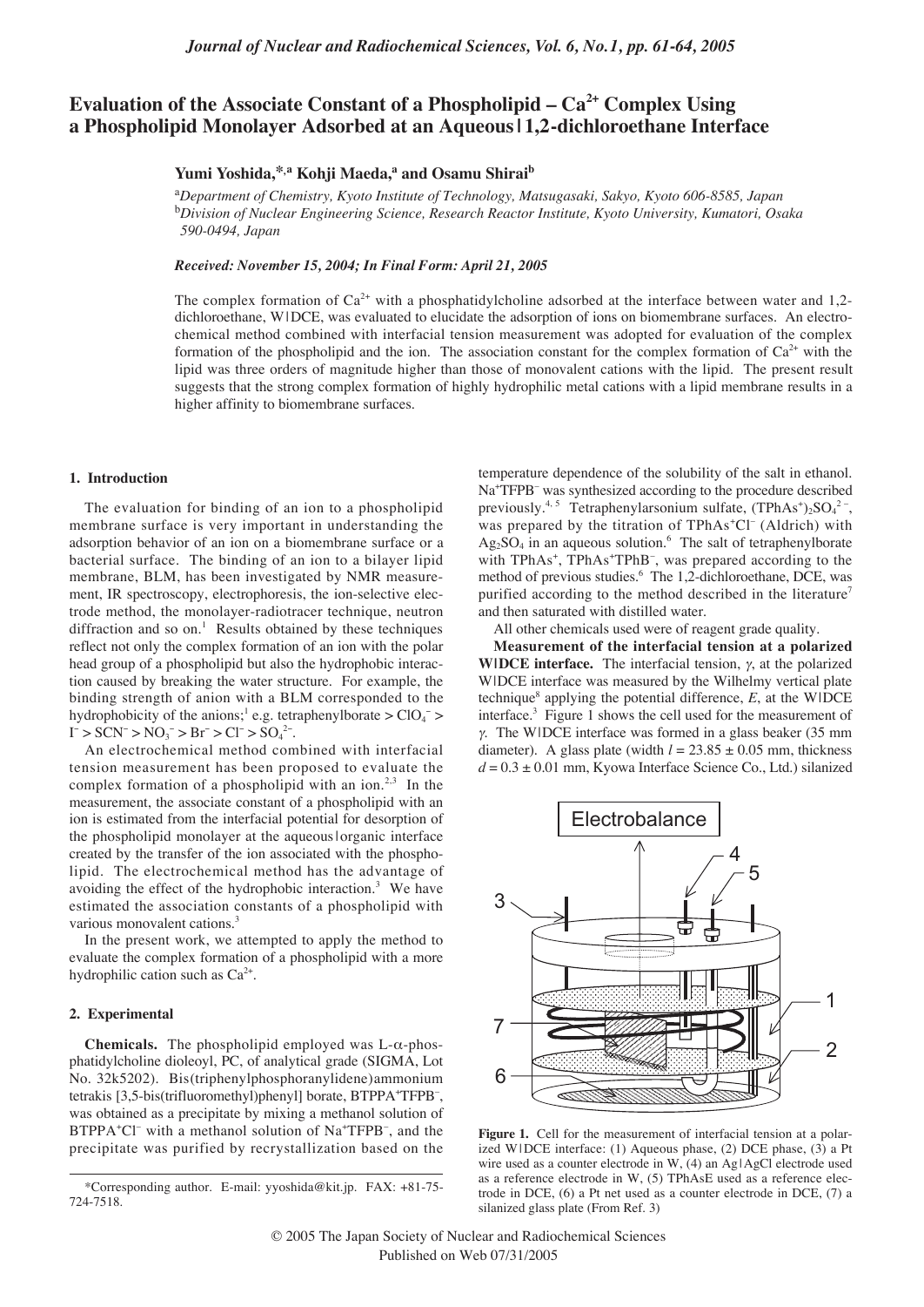# Evaluation of the Associate Constant of a Phospholipid – $Ca^{2+}$ Complex Using a Phospholipid Monolayer Adsorbed at an Aqueous|1,2-dichloroethane Interface

**Yumi Yoshida,*[,a] Kohji Maeda,[a] and Osamu Shirai[b]**

[a] *Department of Chemistry, Kyoto Institute of Technology, Matsugasaki, Sakyo, Kyoto 606-8585, Japan*
[b] *Division of Nuclear Engineering Science, Research Reactor Institute, Kyoto University, Kumatori, Osaka 590-0494, Japan*

***Received: November 15, 2004; In Final Form: April 21, 2005***

The complex formation of $Ca^{2+}$ with a phosphatidylcholine adsorbed at the interface between water and 1,2-dichloroethane, W|DCE, was evaluated to elucidate the adsorption of ions on biomembrane surfaces. An electrochemical method combined with interfacial tension measurement was adopted for evaluation of the complex formation of the phospholipid and the ion. The association constant for the complex formation of $Ca^{2+}$ with the lipid was three orders of magnitude higher than those of monovalent cations with the lipid. The present result suggests that the strong complex formation of highly hydrophilic metal cations with a lipid membrane results in a higher affinity to biomembrane surfaces.

## 1. Introduction

The evaluation for binding of an ion to a phospholipid membrane surface is very important in understanding the adsorption behavior of an ion on a biomembrane surface or a bacterial surface. The binding of an ion to a bilayer lipid membrane, BLM, has been investigated by NMR measurement, IR spectroscopy, electrophoresis, the ion-selective electrode method, the monolayer-radiotracer technique, neutron diffraction and so on.[1] Results obtained by these techniques reflect not only the complex formation of an ion with the polar head group of a phospholipid but also the hydrophobic interaction caused by breaking the water structure. For example, the binding strength of anion with a BLM corresponded to the hydrophobicity of the anions;[1] e.g. tetraphenylborate > $ClO_4^-$ > $I^-$ > $SCN^-$ > $NO_3^-$ > $Br^-$ > $Cl^-$ > $SO_4^{2-}$.

An electrochemical method combined with interfacial tension measurement has been proposed to evaluate the complex formation of a phospholipid with an ion.[2,3] In the measurement, the associate constant of a phospholipid with an ion is estimated from the interfacial potential for desorption of the phospholipid monolayer at the aqueous|organic interface created by the transfer of the ion associated with the phospholipid. The electrochemical method has the advantage of avoiding the effect of the hydrophobic interaction.[3] We have estimated the association constants of a phospholipid with various monovalent cations.[3]

In the present work, we attempted to apply the method to evaluate the complex formation of a phospholipid with a more hydrophilic cation such as $Ca^{2+}$.

## 2. Experimental

**Chemicals.** The phospholipid employed was L-α-phosphatidylcholine dioleoyl, PC, of analytical grade (SIGMA, Lot No. 32k5202). Bis(triphenylphosphoranylidene)ammonium tetrakis [3,5-bis(trifluoromethyl)phenyl] borate, $BTPPA^+TFPB^-$, was obtained as a precipitate by mixing a methanol solution of $BTPPA^+Cl^-$ with a methanol solution of $Na^+TFPB^-$, and the precipitate was purified by recrystallization based on the temperature dependence of the solubility of the salt in ethanol. $Na^+TFPB^-$ was synthesized according to the procedure described previously.[4,5] Tetraphenylarsonium sulfate, $(TPhAs^+)_2SO_4^{2-}$, was prepared by the titration of $TPhAs^+Cl^-$ (Aldrich) with $Ag_2SO_4$ in an aqueous solution.[6] The salt of tetraphenylborate with $TPhAs^+$, $TPhAs^+TPhB^-$, was prepared according to the method of previous studies.[6] The 1,2-dichloroethane, DCE, was purified according to the method described in the literature[7] and then saturated with distilled water.

All other chemicals used were of reagent grade quality.

**Measurement of the interfacial tension at a polarized W|DCE interface.** The interfacial tension, $\gamma$, at the polarized W|DCE interface was measured by the Wilhelmy vertical plate technique[8] applying the potential difference, $E$, at the W|DCE interface.[3] Figure 1 shows the cell used for the measurement of $\gamma$. The W|DCE interface was formed in a glass beaker (35 mm diameter). A glass plate (width $l$ = 23.85 ± 0.05 mm, thickness $d$ = 0.3 ± 0.01 mm, Kyowa Interface Science Co., Ltd.) silanized

**Figure 1.** Cell for the measurement of interfacial tension at a polarized W|DCE interface: (1) Aqueous phase, (2) DCE phase, (3) a Pt wire used as a counter electrode in W, (4) an Ag|AgCl electrode used as a reference electrode in W, (5) TPhAsE used as a reference electrode in DCE, (6) a Pt net used as a counter electrode in DCE, (7) a silanized glass plate (From Ref. 3)

*Corresponding author. E-mail: yyoshida@kit.jp. FAX: +81-75-724-7518.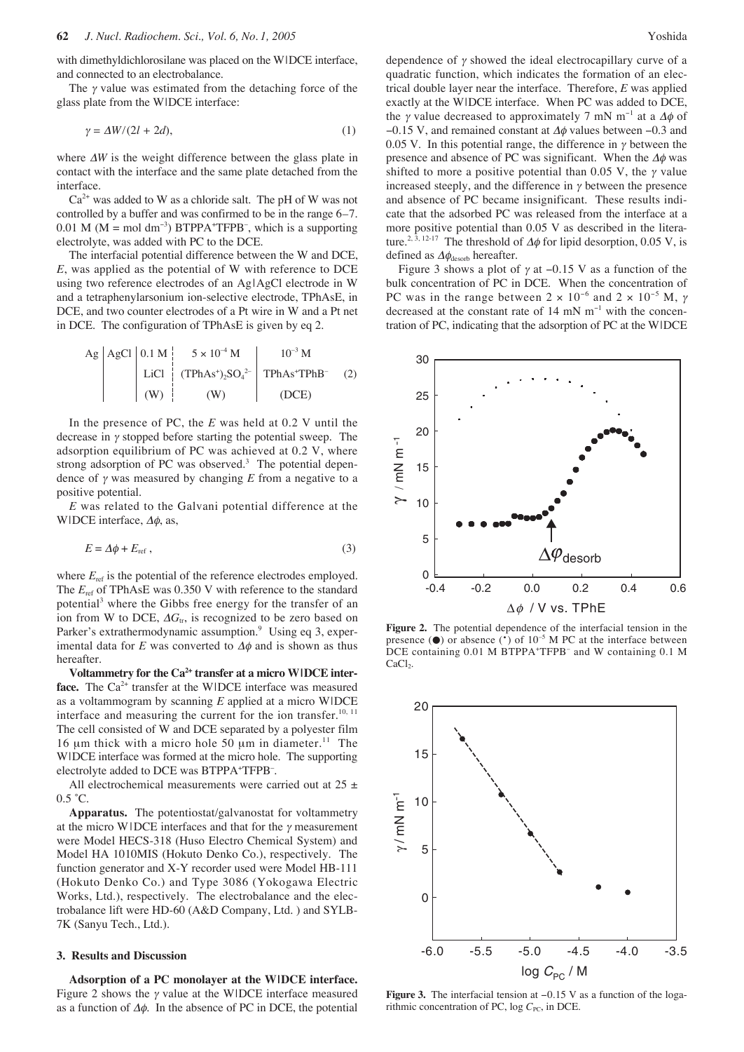with dimethyldichlorosilane was placed on the W|DCE interface, and connected to an electrobalance.

The $\gamma$ value was estimated from the detaching force of the glass plate from the W|DCE interface:

$$\gamma = \Delta W/(2l + 2d), \tag{1}$$

where $\Delta W$ is the weight difference between the glass plate in contact with the interface and the same plate detached from the interface.

$Ca^{2+}$ was added to W as a chloride salt. The pH of W was not controlled by a buffer and was confirmed to be in the range 6–7. 0.01 M (M = mol dm$^{-3}$) $BTPPA^{+}TFPB^{-}$, which is a supporting electrolyte, was added with PC to the DCE.

The interfacial potential difference between the W and DCE, $E$, was applied as the potential of W with reference to DCE using two reference electrodes of an Ag|AgCl electrode in W and a tetraphenylarsonium ion-selective electrode, TPhAsE, in DCE, and two counter electrodes of a Pt wire in W and a Pt net in DCE. The configuration of TPhAsE is given by eq 2.

$$\begin{array}{c|c|c|c|c} \text{Ag} & \text{AgCl} & \begin{array}{c}0.1\text{ M}\\ \text{LiCl}\\ (\text{W})\end{array} & \begin{array}{c}5\times10^{-4}\text{ M}\\ (\text{TPhAs}^{+})_2\text{SO}_4^{2-}\\ (\text{W})\end{array} & \begin{array}{c}10^{-3}\text{ M}\\ \text{TPhAs}^{+}\text{TPhB}^{-}\\ (\text{DCE})\end{array} \end{array} \tag{2}$$

In the presence of PC, the $E$ was held at 0.2 V until the decrease in $\gamma$ stopped before starting the potential sweep. The adsorption equilibrium of PC was achieved at 0.2 V, where strong adsorption of PC was observed.[3] The potential dependence of $\gamma$ was measured by changing $E$ from a negative to a positive potential.

$E$ was related to the Galvani potential difference at the W|DCE interface, $\Delta\phi$, as,

$$E = \Delta\phi + E_{\text{ref}}, \tag{3}$$

where $E_{\text{ref}}$ is the potential of the reference electrodes employed. The $E_{\text{ref}}$ of TPhAsE was 0.350 V with reference to the standard potential[3] where the Gibbs free energy for the transfer of an ion from W to DCE, $\Delta G_{\text{tr}}$, is recognized to be zero based on Parker's extrathermodynamic assumption.[9] Using eq 3, experimental data for $E$ was converted to $\Delta\phi$ and is shown as thus hereafter.

**Voltammetry for the $Ca^{2+}$ transfer at a micro W|DCE interface.** The $Ca^{2+}$ transfer at the W|DCE interface was measured as a voltammogram by scanning $E$ applied at a micro W|DCE interface and measuring the current for the ion transfer.[10, 11] The cell consisted of W and DCE separated by a polyester film 16 μm thick with a micro hole 50 μm in diameter.[11] The W|DCE interface was formed at the micro hole. The supporting electrolyte added to DCE was $BTPPA^{+}TFPB^{-}$.

All electrochemical measurements were carried out at 25 ± 0.5 ˚C.

**Apparatus.** The potentiostat/galvanostat for voltammetry at the micro W|DCE interfaces and that for the $\gamma$ measurement were Model HECS-318 (Huso Electro Chemical System) and Model HA 1010MIS (Hokuto Denko Co.), respectively. The function generator and X-Y recorder used were Model HB-111 (Hokuto Denko Co.) and Type 3086 (Yokogawa Electric Works, Ltd.), respectively. The electrobalance and the electrobalance lift were HD-60 (A&D Company, Ltd. ) and SYLB-7K (Sanyu Tech., Ltd.).

### 3. Results and Discussion

**Adsorption of a PC monolayer at the W|DCE interface.** Figure 2 shows the $\gamma$ value at the W|DCE interface measured as a function of $\Delta\phi$. In the absence of PC in DCE, the potential dependence of $\gamma$ showed the ideal electrocapillary curve of a quadratic function, which indicates the formation of an electrical double layer near the interface. Therefore, $E$ was applied exactly at the W|DCE interface. When PC was added to DCE, the $\gamma$ value decreased to approximately 7 mN m$^{-1}$ at a $\Delta\phi$ of −0.15 V, and remained constant at $\Delta\phi$ values between −0.3 and 0.05 V. In this potential range, the difference in $\gamma$ between the presence and absence of PC was significant. When the $\Delta\phi$ was shifted to more a positive potential than 0.05 V, the $\gamma$ value increased steeply, and the difference in $\gamma$ between the presence and absence of PC became insignificant. These results indicate that the adsorbed PC was released from the interface at a more positive potential than 0.05 V as described in the literature.[2, 3, 12-17] The threshold of $\Delta\phi$ for lipid desorption, 0.05 V, is defined as $\Delta\phi_{\text{desorb}}$ hereafter.

Figure 3 shows a plot of $\gamma$ at −0.15 V as a function of the bulk concentration of PC in DCE. When the concentration of PC was in the range between $2 \times 10^{-6}$ and $2 \times 10^{-5}$ M, $\gamma$ decreased at the constant rate of 14 mN m$^{-1}$ with the concentration of PC, indicating that the adsorption of PC at the W|DCE

**Figure 2.** The potential dependence of the interfacial tension in the presence (●) or absence (•) of $10^{-5}$ M PC at the interface between DCE containing 0.01 M $BTPPA^{+}TFPB^{-}$ and W containing 0.1 M $CaCl_2$.

**Figure 3.** The interfacial tension at −0.15 V as a function of the logarithmic concentration of PC, log $C_{\text{PC}}$, in DCE.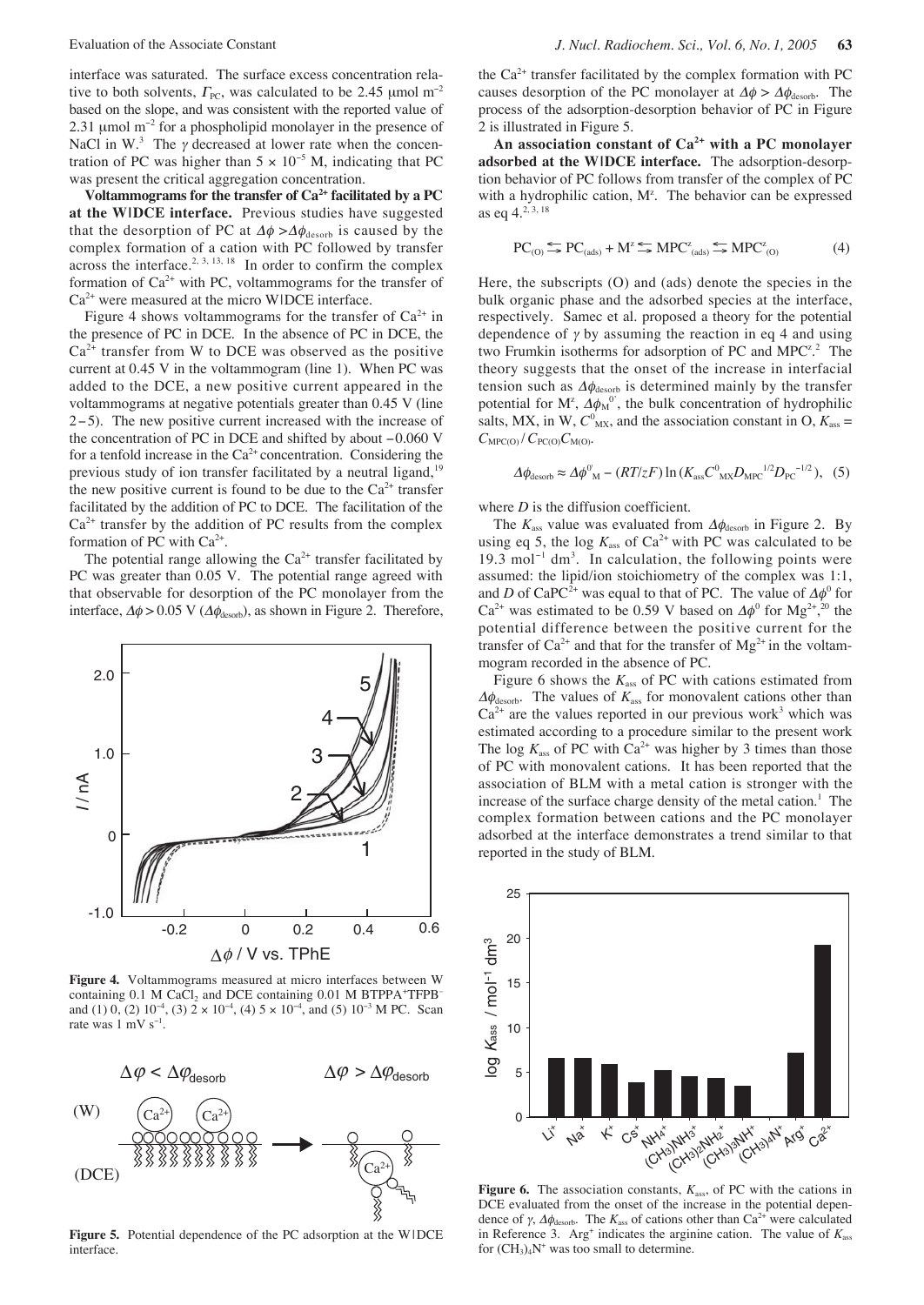interface was saturated. The surface excess concentration relative to both solvents, $\Gamma_{PC}$, was calculated to be 2.45 μmol m$^{-2}$ based on the slope, and was consistent with the reported value of 2.31 μmol m$^{-2}$ for a phospholipid monolayer in the presence of NaCl in W.[3] The $\gamma$ decreased at lower rate when the concentration of PC was higher than $5 \times 10^{-5}$ M, indicating that PC was present the critical aggregation concentration.

**Voltammograms for the transfer of $Ca^{2+}$ facilitated by a PC at the W|DCE interface.** Previous studies have suggested that the desorption of PC at $\Delta\phi > \Delta\phi_{desorb}$ is caused by the complex formation of a cation with PC followed by transfer across the interface.[2, 3, 13, 18] In order to confirm the complex formation of $Ca^{2+}$ with PC, voltammograms for the transfer of $Ca^{2+}$ were measured at the micro W|DCE interface.

Figure 4 shows voltammograms for the transfer of $Ca^{2+}$ in the presence of PC in DCE. In the absence of PC in DCE, the $Ca^{2+}$ transfer from W to DCE was observed as the positive current at 0.45 V in the voltammogram (line 1). When PC was added to the DCE, a new positive current appeared in the voltammograms at negative potentials greater than 0.45 V (line 2–5). The new positive current increased with the increase of the concentration of PC in DCE and shifted by about −0.060 V for a tenfold increase in the $Ca^{2+}$ concentration. Considering the previous study of ion transfer facilitated by a neutral ligand,[19] the new positive current is found to be due to the $Ca^{2+}$ transfer facilitated by the addition of PC to DCE. The facilitation of the $Ca^{2+}$ transfer by the addition of PC results from the complex formation of PC with $Ca^{2+}$.

The potential range allowing the $Ca^{2+}$ transfer facilitated by PC was greater than 0.05 V. The potential range agreed with that observable for desorption of the PC monolayer from the interface, $\Delta\phi > 0.05$ V ($\Delta\phi_{desorb}$), as shown in Figure 2. Therefore, the $Ca^{2+}$ transfer facilitated by the complex formation with PC causes desorption of the PC monolayer at $\Delta\phi > \Delta\phi_{desorb}$. The process of the adsorption-desorption behavior of PC in Figure 2 is illustrated in Figure 5.

**Figure 4.** Voltammograms measured at micro interfaces between W containing 0.1 M $CaCl_2$ and DCE containing 0.01 M $BTPPA^+TFPB^-$ and (1) 0, (2) $10^{-4}$, (3) $2 \times 10^{-4}$, (4) $5 \times 10^{-4}$, and (5) $10^{-3}$ M PC. Scan rate was 1 mV s$^{-1}$.

**Figure 5.** Potential dependence of the PC adsorption at the W|DCE interface.

**An association constant of $Ca^{2+}$ with a PC monolayer adsorbed at the W|DCE interface.** The adsorption-desorption behavior of PC follows from transfer of the complex of PC with a hydrophilic cation, $M^z$. The behavior can be expressed as eq 4.[2, 3, 18]

$$PC_{(O)} \leftrightarrows PC_{(ads)} + M^z \leftrightarrows MPC^z_{(ads)} \leftrightarrows MPC^z_{(O)} \quad (4)$$

Here, the subscripts (O) and (ads) denote the species in the bulk organic phase and the adsorbed species at the interface, respectively. Samec et al. proposed a theory for the potential dependence of $\gamma$ by assuming the reaction in eq 4 and using two Frumkin isotherms for adsorption of PC and $MPC^z$.[2] The theory suggests that the onset of the increase in interfacial tension such as $\Delta\phi_{desorb}$ is determined mainly by the transfer potential for $M^z$, $\Delta\phi_M^{0'}$, the bulk concentration of hydrophilic salts, MX, in W, $C^0_{MX}$, and the association constant in O, $K_{ass} = C_{MPC(O)} / C_{PC(O)}C_{M(O)}$.

$$\Delta\phi_{desorb} \approx \Delta\phi^{0'}_{M} - (RT/zF)\ln(K_{ass}C^0_{MX}D_{MPC}^{1/2}D_{PC}^{-1/2}), \quad (5)$$

where $D$ is the diffusion coefficient.

The $K_{ass}$ value was evaluated from $\Delta\phi_{desorb}$ in Figure 2. By using eq 5, the log $K_{ass}$ of $Ca^{2+}$ with PC was calculated to be 19.3 mol$^{-1}$ dm$^3$. In calculation, the following points were assumed: the lipid/ion stoichiometry of the complex was 1:1, and $D$ of $CaPC^{2+}$ was equal to that of PC. The value of $\Delta\phi^0$ for $Ca^{2+}$ was estimated to be 0.59 V based on $\Delta\phi^0$ for $Mg^{2+}$,[20] the potential difference between the positive current for the transfer of $Ca^{2+}$ and that for the transfer of $Mg^{2+}$ in the voltammogram recorded in the absence of PC.

Figure 6 shows the $K_{ass}$ of PC with cations estimated from $\Delta\phi_{desorb}$. The values of $K_{ass}$ for monovalent cations other than $Ca^{2+}$ are the values reported in our previous work[3] which was estimated according to a procedure similar to the present work The log $K_{ass}$ of PC with $Ca^{2+}$ was higher by 3 times than those of PC with monovalent cations. It has been reported that the association of BLM with a metal cation is stronger with the increase of the surface charge density of the metal cation.[1] The complex formation between cations and the PC monolayer adsorbed at the interface demonstrates a trend similar to that reported in the study of BLM.

**Figure 6.** The association constants, $K_{ass}$, of PC with the cations in DCE evaluated from the onset of the increase in the potential dependence of $\gamma$, $\Delta\phi_{desorb}$. The $K_{ass}$ of cations other than $Ca^{2+}$ were calculated in Reference 3. $Arg^+$ indicates the arginine cation. The value of $K_{ass}$ for $(CH_3)_4N^+$ was too small to determine.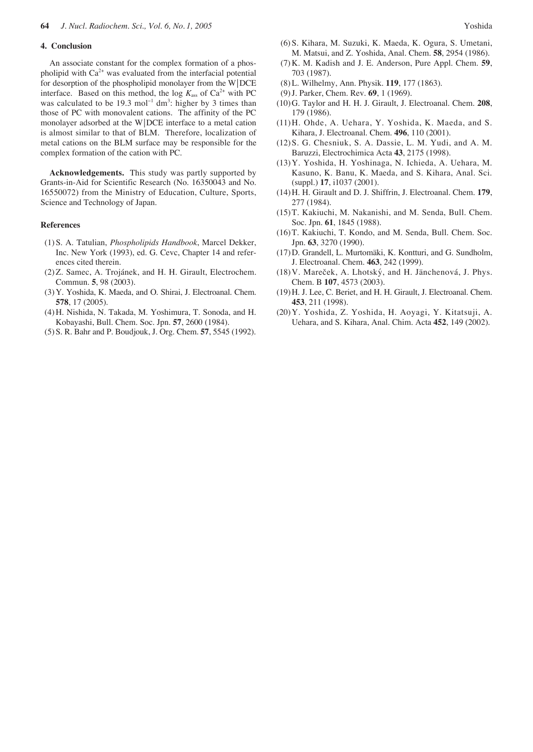## 4. Conclusion

An associate constant for the complex formation of a phospholipid with $Ca^{2+}$ was evaluated from the interfacial potential for desorption of the phospholipid monolayer from the W|DCE interface. Based on this method, the log $K_{ass}$ of $Ca^{2+}$ with PC was calculated to be 19.3 $mol^{-1}$ $dm^3$: higher by 3 times than those of PC with monovalent cations. The affinity of the PC monolayer adsorbed at the W|DCE interface to a metal cation is almost similar to that of BLM. Therefore, localization of metal cations on the BLM surface may be responsible for the complex formation of the cation with PC.

**Acknowledgements.** This study was partly supported by Grants-in-Aid for Scientific Research (No. 16350043 and No. 16550072) from the Ministry of Education, Culture, Sports, Science and Technology of Japan.

### References

(1) S. A. Tatulian, *Phospholipids Handbook*, Marcel Dekker, Inc. New York (1993), ed. G. Cevc, Chapter 14 and references cited therein.
(2) Z. Samec, A. Trojánek, and H. H. Girault, Electrochem. Commun. **5**, 98 (2003).
(3) Y. Yoshida, K. Maeda, and O. Shirai, J. Electroanal. Chem. **578**, 17 (2005).
(4) H. Nishida, N. Takada, M. Yoshimura, T. Sonoda, and H. Kobayashi, Bull. Chem. Soc. Jpn. **57**, 2600 (1984).
(5) S. R. Bahr and P. Boudjouk, J. Org. Chem. **57**, 5545 (1992).
(6) S. Kihara, M. Suzuki, K. Maeda, K. Ogura, S. Umetani, M. Matsui, and Z. Yoshida, Anal. Chem. **58**, 2954 (1986).
(7) K. M. Kadish and J. E. Anderson, Pure Appl. Chem. **59**, 703 (1987).
(8) L. Wilhelmy, Ann. Physik. **119**, 177 (1863).
(9) J. Parker, Chem. Rev. **69**, 1 (1969).
(10) G. Taylor and H. H. J. Girault, J. Electroanal. Chem. **208**, 179 (1986).
(11) H. Ohde, A. Uehara, Y. Yoshida, K. Maeda, and S. Kihara, J. Electroanal. Chem. **496**, 110 (2001).
(12) S. G. Chesniuk, S. A. Dassie, L. M. Yudi, and A. M. Baruzzi, Electrochimica Acta **43**, 2175 (1998).
(13) Y. Yoshida, H. Yoshinaga, N. Ichieda, A. Uehara, M. Kasuno, K. Banu, K. Maeda, and S. Kihara, Anal. Sci. (suppl.) **17**, i1037 (2001).
(14) H. H. Girault and D. J. Shiffrin, J. Electroanal. Chem. **179**, 277 (1984).
(15) T. Kakiuchi, M. Nakanishi, and M. Senda, Bull. Chem. Soc. Jpn. **61**, 1845 (1988).
(16) T. Kakiuchi, T. Kondo, and M. Senda, Bull. Chem. Soc. Jpn. **63**, 3270 (1990).
(17) D. Grandell, L. Murtomäki, K. Kontturi, and G. Sundholm, J. Electroanal. Chem. **463**, 242 (1999).
(18) V. Mareček, A. Lhotský, and H. Jänchenová, J. Phys. Chem. B **107**, 4573 (2003).
(19) H. J. Lee, C. Beriet, and H. H. Girault, J. Electroanal. Chem. **453**, 211 (1998).
(20) Y. Yoshida, Z. Yoshida, H. Aoyagi, Y. Kitatsuji, A. Uehara, and S. Kihara, Anal. Chim. Acta **452**, 149 (2002).